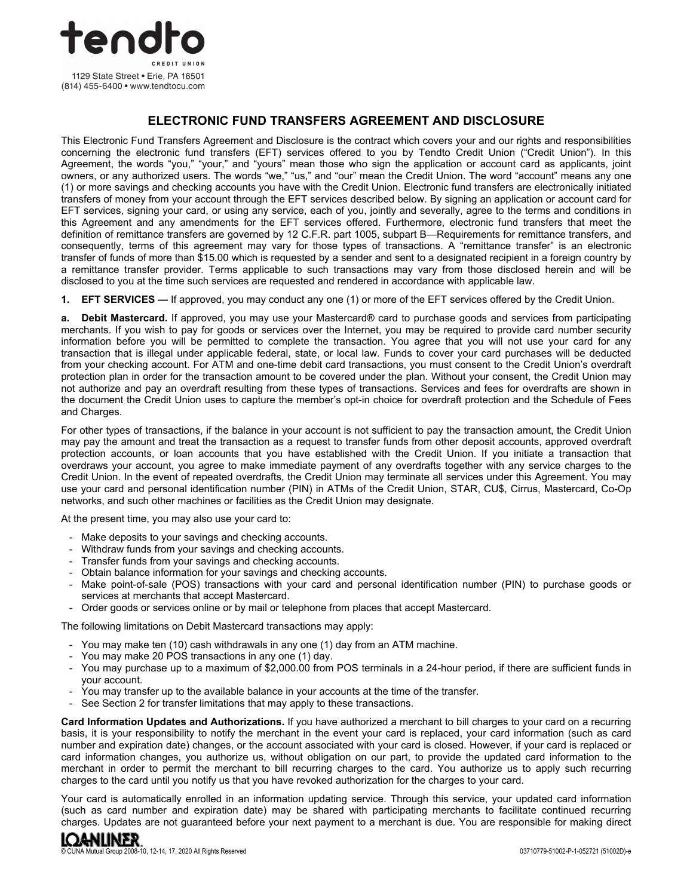tendto

CREDIT UNION

1129 State Street • Erie, PA 16501
(814) 455-6400 • www.tendtocu.com

# ELECTRONIC FUND TRANSFERS AGREEMENT AND DISCLOSURE

This Electronic Fund Transfers Agreement and Disclosure is the contract which covers your and our rights and responsibilities concerning the electronic fund transfers (EFT) services offered to you by Tendto Credit Union ("Credit Union"). In this Agreement, the words "you," "your," and "yours" mean those who sign the application or account card as applicants, joint owners, or any authorized users. The words "we," "us," and "our" mean the Credit Union. The word "account" means any one (1) or more savings and checking accounts you have with the Credit Union. Electronic fund transfers are electronically initiated transfers of money from your account through the EFT services described below. By signing an application or account card for EFT services, signing your card, or using any service, each of you, jointly and severally, agree to the terms and conditions in this Agreement and any amendments for the EFT services offered. Furthermore, electronic fund transfers that meet the definition of remittance transfers are governed by 12 C.F.R. part 1005, subpart B—Requirements for remittance transfers, and consequently, terms of this agreement may vary for those types of transactions. A "remittance transfer" is an electronic transfer of funds of more than $15.00 which is requested by a sender and sent to a designated recipient in a foreign country by a remittance transfer provider. Terms applicable to such transactions may vary from those disclosed herein and will be disclosed to you at the time such services are requested and rendered in accordance with applicable law.

**1. EFT SERVICES —** If approved, you may conduct any one (1) or more of the EFT services offered by the Credit Union.

**a. Debit Mastercard.** If approved, you may use your Mastercard® card to purchase goods and services from participating merchants. If you wish to pay for goods or services over the Internet, you may be required to provide card number security information before you will be permitted to complete the transaction. You agree that you will not use your card for any transaction that is illegal under applicable federal, state, or local law. Funds to cover your card purchases will be deducted from your checking account. For ATM and one-time debit card transactions, you must consent to the Credit Union's overdraft protection plan in order for the transaction amount to be covered under the plan. Without your consent, the Credit Union may not authorize and pay an overdraft resulting from these types of transactions. Services and fees for overdrafts are shown in the document the Credit Union uses to capture the member's opt-in choice for overdraft protection and the Schedule of Fees and Charges.

For other types of transactions, if the balance in your account is not sufficient to pay the transaction amount, the Credit Union may pay the amount and treat the transaction as a request to transfer funds from other deposit accounts, approved overdraft protection accounts, or loan accounts that you have established with the Credit Union. If you initiate a transaction that overdraws your account, you agree to make immediate payment of any overdrafts together with any service charges to the Credit Union. In the event of repeated overdrafts, the Credit Union may terminate all services under this Agreement. You may use your card and personal identification number (PIN) in ATMs of the Credit Union, STAR, CU$, Cirrus, Mastercard, Co-Op networks, and such other machines or facilities as the Credit Union may designate.

At the present time, you may also use your card to:

- Make deposits to your savings and checking accounts.
- Withdraw funds from your savings and checking accounts.
- Transfer funds from your savings and checking accounts.
- Obtain balance information for your savings and checking accounts.
- Make point-of-sale (POS) transactions with your card and personal identification number (PIN) to purchase goods or services at merchants that accept Mastercard.
- Order goods or services online or by mail or telephone from places that accept Mastercard.

The following limitations on Debit Mastercard transactions may apply:

- You may make ten (10) cash withdrawals in any one (1) day from an ATM machine.
- You may make 20 POS transactions in any one (1) day.
- You may purchase up to a maximum of $2,000.00 from POS terminals in a 24-hour period, if there are sufficient funds in your account.
- You may transfer up to the available balance in your accounts at the time of the transfer.
- See Section 2 for transfer limitations that may apply to these transactions.

**Card Information Updates and Authorizations.** If you have authorized a merchant to bill charges to your card on a recurring basis, it is your responsibility to notify the merchant in the event your card is replaced, your card information (such as card number and expiration date) changes, or the account associated with your card is closed. However, if your card is replaced or card information changes, you authorize us, without obligation on our part, to provide the updated card information to the merchant in order to permit the merchant to bill recurring charges to the card. You authorize us to apply such recurring charges to the card until you notify us that you have revoked authorization for the charges to your card.

Your card is automatically enrolled in an information updating service. Through this service, your updated card information (such as card number and expiration date) may be shared with participating merchants to facilitate continued recurring charges. Updates are not guaranteed before your next payment to a merchant is due. You are responsible for making direct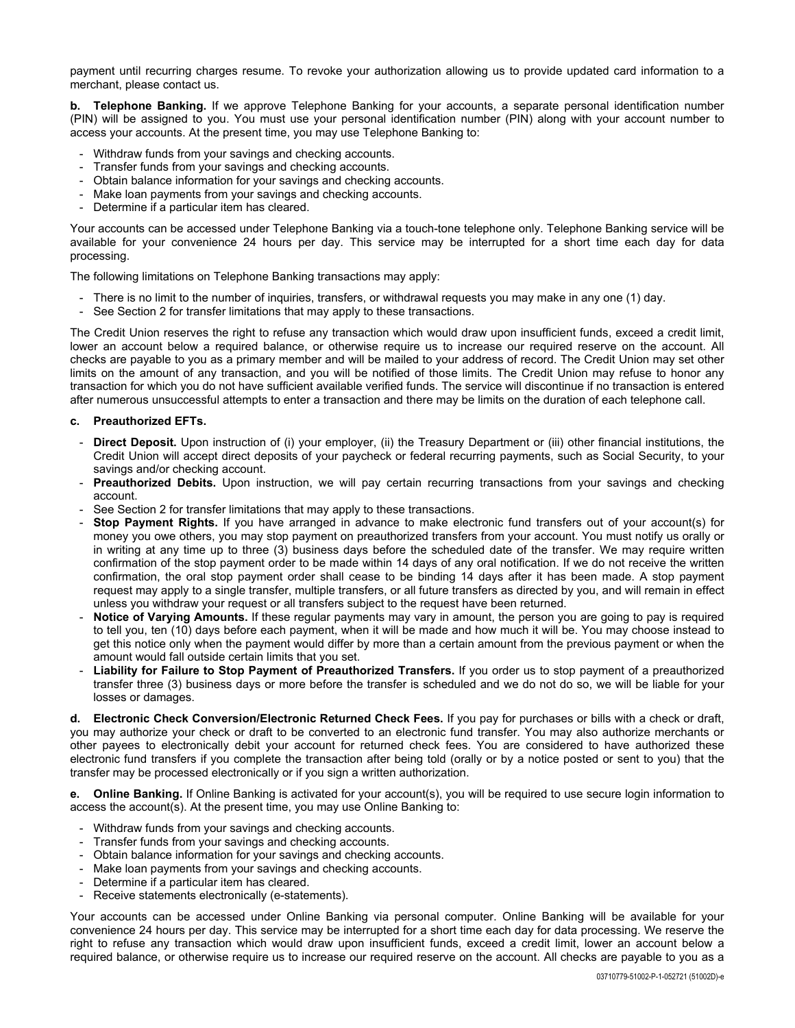payment until recurring charges resume. To revoke your authorization allowing us to provide updated card information to a merchant, please contact us.

**b. Telephone Banking.** If we approve Telephone Banking for your accounts, a separate personal identification number (PIN) will be assigned to you. You must use your personal identification number (PIN) along with your account number to access your accounts. At the present time, you may use Telephone Banking to:

- Withdraw funds from your savings and checking accounts.
- Transfer funds from your savings and checking accounts.
- Obtain balance information for your savings and checking accounts.
- Make loan payments from your savings and checking accounts.
- Determine if a particular item has cleared.

Your accounts can be accessed under Telephone Banking via a touch-tone telephone only. Telephone Banking service will be available for your convenience 24 hours per day. This service may be interrupted for a short time each day for data processing.

The following limitations on Telephone Banking transactions may apply:

- There is no limit to the number of inquiries, transfers, or withdrawal requests you may make in any one (1) day.
- See Section 2 for transfer limitations that may apply to these transactions.

The Credit Union reserves the right to refuse any transaction which would draw upon insufficient funds, exceed a credit limit, lower an account below a required balance, or otherwise require us to increase our required reserve on the account. All checks are payable to you as a primary member and will be mailed to your address of record. The Credit Union may set other limits on the amount of any transaction, and you will be notified of those limits. The Credit Union may refuse to honor any transaction for which you do not have sufficient available verified funds. The service will discontinue if no transaction is entered after numerous unsuccessful attempts to enter a transaction and there may be limits on the duration of each telephone call.

**c. Preauthorized EFTs.**

- **Direct Deposit.** Upon instruction of (i) your employer, (ii) the Treasury Department or (iii) other financial institutions, the Credit Union will accept direct deposits of your paycheck or federal recurring payments, such as Social Security, to your savings and/or checking account.
- **Preauthorized Debits.** Upon instruction, we will pay certain recurring transactions from your savings and checking account.
- See Section 2 for transfer limitations that may apply to these transactions.
- **Stop Payment Rights.** If you have arranged in advance to make electronic fund transfers out of your account(s) for money you owe others, you may stop payment on preauthorized transfers from your account. You must notify us orally or in writing at any time up to three (3) business days before the scheduled date of the transfer. We may require written confirmation of the stop payment order to be made within 14 days of any oral notification. If we do not receive the written confirmation, the oral stop payment order shall cease to be binding 14 days after it has been made. A stop payment request may apply to a single transfer, multiple transfers, or all future transfers as directed by you, and will remain in effect unless you withdraw your request or all transfers subject to the request have been returned.
- **Notice of Varying Amounts.** If these regular payments may vary in amount, the person you are going to pay is required to tell you, ten (10) days before each payment, when it will be made and how much it will be. You may choose instead to get this notice only when the payment would differ by more than a certain amount from the previous payment or when the amount would fall outside certain limits that you set.
- **Liability for Failure to Stop Payment of Preauthorized Transfers.** If you order us to stop payment of a preauthorized transfer three (3) business days or more before the transfer is scheduled and we do not do so, we will be liable for your losses or damages.

**d. Electronic Check Conversion/Electronic Returned Check Fees.** If you pay for purchases or bills with a check or draft, you may authorize your check or draft to be converted to an electronic fund transfer. You may also authorize merchants or other payees to electronically debit your account for returned check fees. You are considered to have authorized these electronic fund transfers if you complete the transaction after being told (orally or by a notice posted or sent to you) that the transfer may be processed electronically or if you sign a written authorization.

**e. Online Banking.** If Online Banking is activated for your account(s), you will be required to use secure login information to access the account(s). At the present time, you may use Online Banking to:

- Withdraw funds from your savings and checking accounts.
- Transfer funds from your savings and checking accounts.
- Obtain balance information for your savings and checking accounts.
- Make loan payments from your savings and checking accounts.
- Determine if a particular item has cleared.
- Receive statements electronically (e-statements).

Your accounts can be accessed under Online Banking via personal computer. Online Banking will be available for your convenience 24 hours per day. This service may be interrupted for a short time each day for data processing. We reserve the right to refuse any transaction which would draw upon insufficient funds, exceed a credit limit, lower an account below a required balance, or otherwise require us to increase our required reserve on the account. All checks are payable to you as a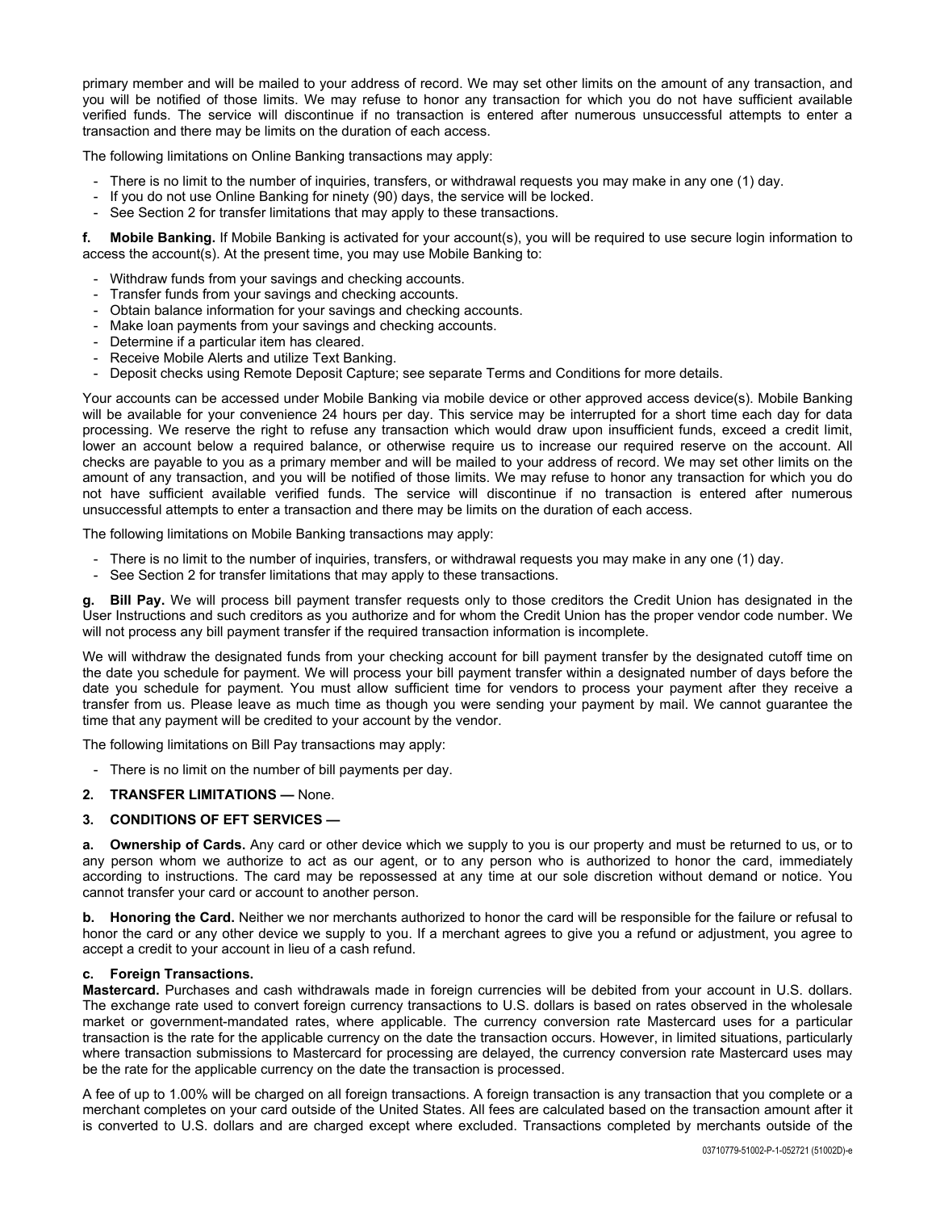primary member and will be mailed to your address of record. We may set other limits on the amount of any transaction, and you will be notified of those limits. We may refuse to honor any transaction for which you do not have sufficient available verified funds. The service will discontinue if no transaction is entered after numerous unsuccessful attempts to enter a transaction and there may be limits on the duration of each access.

The following limitations on Online Banking transactions may apply:

- There is no limit to the number of inquiries, transfers, or withdrawal requests you may make in any one (1) day.
- If you do not use Online Banking for ninety (90) days, the service will be locked.
- See Section 2 for transfer limitations that may apply to these transactions.

**f. Mobile Banking.** If Mobile Banking is activated for your account(s), you will be required to use secure login information to access the account(s). At the present time, you may use Mobile Banking to:

- Withdraw funds from your savings and checking accounts.
- Transfer funds from your savings and checking accounts.
- Obtain balance information for your savings and checking accounts.
- Make loan payments from your savings and checking accounts.
- Determine if a particular item has cleared.
- Receive Mobile Alerts and utilize Text Banking.
- Deposit checks using Remote Deposit Capture; see separate Terms and Conditions for more details.

Your accounts can be accessed under Mobile Banking via mobile device or other approved access device(s). Mobile Banking will be available for your convenience 24 hours per day. This service may be interrupted for a short time each day for data processing. We reserve the right to refuse any transaction which would draw upon insufficient funds, exceed a credit limit, lower an account below a required balance, or otherwise require us to increase our required reserve on the account. All checks are payable to you as a primary member and will be mailed to your address of record. We may set other limits on the amount of any transaction, and you will be notified of those limits. We may refuse to honor any transaction for which you do not have sufficient available verified funds. The service will discontinue if no transaction is entered after numerous unsuccessful attempts to enter a transaction and there may be limits on the duration of each access.

The following limitations on Mobile Banking transactions may apply:

- There is no limit to the number of inquiries, transfers, or withdrawal requests you may make in any one (1) day.
- See Section 2 for transfer limitations that may apply to these transactions.

**g. Bill Pay.** We will process bill payment transfer requests only to those creditors the Credit Union has designated in the User Instructions and such creditors as you authorize and for whom the Credit Union has the proper vendor code number. We will not process any bill payment transfer if the required transaction information is incomplete.

We will withdraw the designated funds from your checking account for bill payment transfer by the designated cutoff time on the date you schedule for payment. We will process your bill payment transfer within a designated number of days before the date you schedule for payment. You must allow sufficient time for vendors to process your payment after they receive a transfer from us. Please leave as much time as though you were sending your payment by mail. We cannot guarantee the time that any payment will be credited to your account by the vendor.

The following limitations on Bill Pay transactions may apply:

- There is no limit on the number of bill payments per day.

**2. TRANSFER LIMITATIONS —** None.

**3. CONDITIONS OF EFT SERVICES —**

**a. Ownership of Cards.** Any card or other device which we supply to you is our property and must be returned to us, or to any person whom we authorize to act as our agent, or to any person who is authorized to honor the card, immediately according to instructions. The card may be repossessed at any time at our sole discretion without demand or notice. You cannot transfer your card or account to another person.

**b. Honoring the Card.** Neither we nor merchants authorized to honor the card will be responsible for the failure or refusal to honor the card or any other device we supply to you. If a merchant agrees to give you a refund or adjustment, you agree to accept a credit to your account in lieu of a cash refund.

**c. Foreign Transactions.**

**Mastercard.** Purchases and cash withdrawals made in foreign currencies will be debited from your account in U.S. dollars. The exchange rate used to convert foreign currency transactions to U.S. dollars is based on rates observed in the wholesale market or government-mandated rates, where applicable. The currency conversion rate Mastercard uses for a particular transaction is the rate for the applicable currency on the date the transaction occurs. However, in limited situations, particularly where transaction submissions to Mastercard for processing are delayed, the currency conversion rate Mastercard uses may be the rate for the applicable currency on the date the transaction is processed.

A fee of up to 1.00% will be charged on all foreign transactions. A foreign transaction is any transaction that you complete or a merchant completes on your card outside of the United States. All fees are calculated based on the transaction amount after it is converted to U.S. dollars and are charged except where excluded. Transactions completed by merchants outside of the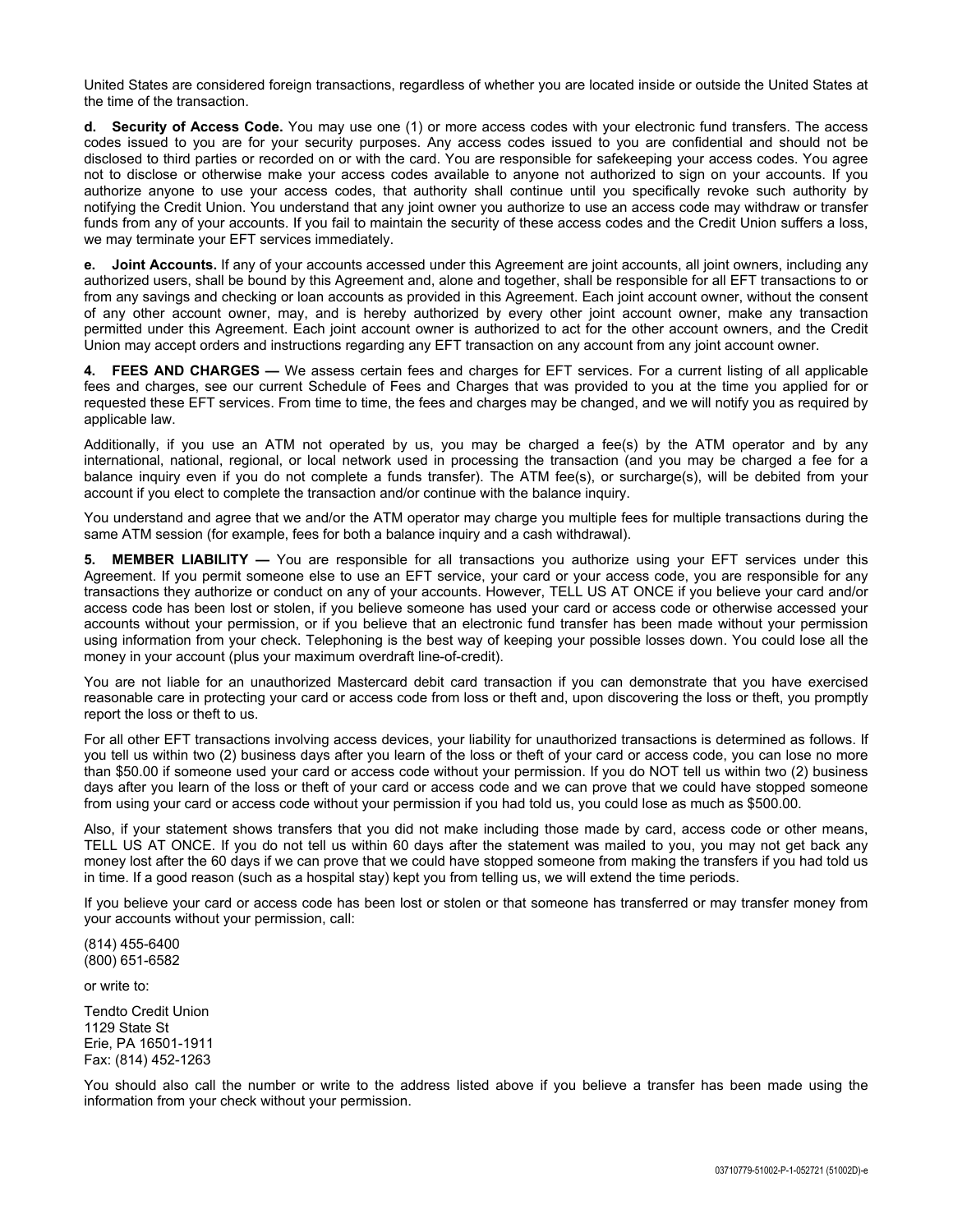United States are considered foreign transactions, regardless of whether you are located inside or outside the United States at the time of the transaction.

**d. Security of Access Code.** You may use one (1) or more access codes with your electronic fund transfers. The access codes issued to you are for your security purposes. Any access codes issued to you are confidential and should not be disclosed to third parties or recorded on or with the card. You are responsible for safekeeping your access codes. You agree not to disclose or otherwise make your access codes available to anyone not authorized to sign on your accounts. If you authorize anyone to use your access codes, that authority shall continue until you specifically revoke such authority by notifying the Credit Union. You understand that any joint owner you authorize to use an access code may withdraw or transfer funds from any of your accounts. If you fail to maintain the security of these access codes and the Credit Union suffers a loss, we may terminate your EFT services immediately.

**e. Joint Accounts.** If any of your accounts accessed under this Agreement are joint accounts, all joint owners, including any authorized users, shall be bound by this Agreement and, alone and together, shall be responsible for all EFT transactions to or from any savings and checking or loan accounts as provided in this Agreement. Each joint account owner, without the consent of any other account owner, may, and is hereby authorized by every other joint account owner, make any transaction permitted under this Agreement. Each joint account owner is authorized to act for the other account owners, and the Credit Union may accept orders and instructions regarding any EFT transaction on any account from any joint account owner.

**4. FEES AND CHARGES —** We assess certain fees and charges for EFT services. For a current listing of all applicable fees and charges, see our current Schedule of Fees and Charges that was provided to you at the time you applied for or requested these EFT services. From time to time, the fees and charges may be changed, and we will notify you as required by applicable law.

Additionally, if you use an ATM not operated by us, you may be charged a fee(s) by the ATM operator and by any international, national, regional, or local network used in processing the transaction (and you may be charged a fee for a balance inquiry even if you do not complete a funds transfer). The ATM fee(s), or surcharge(s), will be debited from your account if you elect to complete the transaction and/or continue with the balance inquiry.

You understand and agree that we and/or the ATM operator may charge you multiple fees for multiple transactions during the same ATM session (for example, fees for both a balance inquiry and a cash withdrawal).

**5. MEMBER LIABILITY —** You are responsible for all transactions you authorize using your EFT services under this Agreement. If you permit someone else to use an EFT service, your card or your access code, you are responsible for any transactions they authorize or conduct on any of your accounts. However, TELL US AT ONCE if you believe your card and/or access code has been lost or stolen, if you believe someone has used your card or access code or otherwise accessed your accounts without your permission, or if you believe that an electronic fund transfer has been made without your permission using information from your check. Telephoning is the best way of keeping your possible losses down. You could lose all the money in your account (plus your maximum overdraft line-of-credit).

You are not liable for an unauthorized Mastercard debit card transaction if you can demonstrate that you have exercised reasonable care in protecting your card or access code from loss or theft and, upon discovering the loss or theft, you promptly report the loss or theft to us.

For all other EFT transactions involving access devices, your liability for unauthorized transactions is determined as follows. If you tell us within two (2) business days after you learn of the loss or theft of your card or access code, you can lose no more than $50.00 if someone used your card or access code without your permission. If you do NOT tell us within two (2) business days after you learn of the loss or theft of your card or access code and we can prove that we could have stopped someone from using your card or access code without your permission if you had told us, you could lose as much as $500.00.

Also, if your statement shows transfers that you did not make including those made by card, access code or other means, TELL US AT ONCE. If you do not tell us within 60 days after the statement was mailed to you, you may not get back any money lost after the 60 days if we can prove that we could have stopped someone from making the transfers if you had told us in time. If a good reason (such as a hospital stay) kept you from telling us, we will extend the time periods.

If you believe your card or access code has been lost or stolen or that someone has transferred or may transfer money from your accounts without your permission, call:

(814) 455-6400
(800) 651-6582

or write to:

Tendto Credit Union
1129 State St
Erie, PA 16501-1911
Fax: (814) 452-1263

You should also call the number or write to the address listed above if you believe a transfer has been made using the information from your check without your permission.

03710779-51002-P-1-052721 (51002D)-e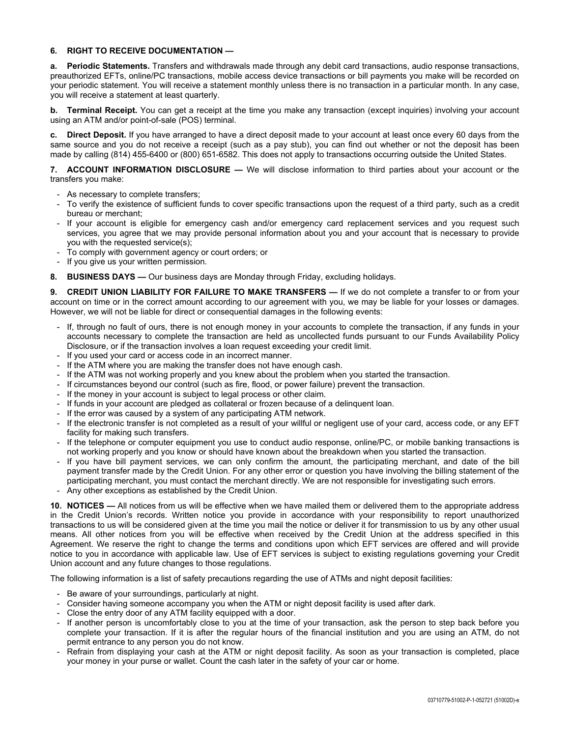**6. RIGHT TO RECEIVE DOCUMENTATION —**

**a. Periodic Statements.** Transfers and withdrawals made through any debit card transactions, audio response transactions, preauthorized EFTs, online/PC transactions, mobile access device transactions or bill payments you make will be recorded on your periodic statement. You will receive a statement monthly unless there is no transaction in a particular month. In any case, you will receive a statement at least quarterly.

**b. Terminal Receipt.** You can get a receipt at the time you make any transaction (except inquiries) involving your account using an ATM and/or point-of-sale (POS) terminal.

**c. Direct Deposit.** If you have arranged to have a direct deposit made to your account at least once every 60 days from the same source and you do not receive a receipt (such as a pay stub), you can find out whether or not the deposit has been made by calling (814) 455-6400 or (800) 651-6582. This does not apply to transactions occurring outside the United States.

**7. ACCOUNT INFORMATION DISCLOSURE —** We will disclose information to third parties about your account or the transfers you make:

- As necessary to complete transfers;
- To verify the existence of sufficient funds to cover specific transactions upon the request of a third party, such as a credit bureau or merchant;
- If your account is eligible for emergency cash and/or emergency card replacement services and you request such services, you agree that we may provide personal information about you and your account that is necessary to provide you with the requested service(s);
- To comply with government agency or court orders; or
- If you give us your written permission.

**8. BUSINESS DAYS —** Our business days are Monday through Friday, excluding holidays.

**9. CREDIT UNION LIABILITY FOR FAILURE TO MAKE TRANSFERS —** If we do not complete a transfer to or from your account on time or in the correct amount according to our agreement with you, we may be liable for your losses or damages. However, we will not be liable for direct or consequential damages in the following events:

- If, through no fault of ours, there is not enough money in your accounts to complete the transaction, if any funds in your accounts necessary to complete the transaction are held as uncollected funds pursuant to our Funds Availability Policy Disclosure, or if the transaction involves a loan request exceeding your credit limit.
- If you used your card or access code in an incorrect manner.
- If the ATM where you are making the transfer does not have enough cash.
- If the ATM was not working properly and you knew about the problem when you started the transaction.
- If circumstances beyond our control (such as fire, flood, or power failure) prevent the transaction.
- If the money in your account is subject to legal process or other claim.
- If funds in your account are pledged as collateral or frozen because of a delinquent loan.
- If the error was caused by a system of any participating ATM network.
- If the electronic transfer is not completed as a result of your willful or negligent use of your card, access code, or any EFT facility for making such transfers.
- If the telephone or computer equipment you use to conduct audio response, online/PC, or mobile banking transactions is not working properly and you know or should have known about the breakdown when you started the transaction.
- If you have bill payment services, we can only confirm the amount, the participating merchant, and date of the bill payment transfer made by the Credit Union. For any other error or question you have involving the billing statement of the participating merchant, you must contact the merchant directly. We are not responsible for investigating such errors.
- Any other exceptions as established by the Credit Union.

**10. NOTICES —** All notices from us will be effective when we have mailed them or delivered them to the appropriate address in the Credit Union's records. Written notice you provide in accordance with your responsibility to report unauthorized transactions to us will be considered given at the time you mail the notice or deliver it for transmission to us by any other usual means. All other notices from you will be effective when received by the Credit Union at the address specified in this Agreement. We reserve the right to change the terms and conditions upon which EFT services are offered and will provide notice to you in accordance with applicable law. Use of EFT services is subject to existing regulations governing your Credit Union account and any future changes to those regulations.

The following information is a list of safety precautions regarding the use of ATMs and night deposit facilities:

- Be aware of your surroundings, particularly at night.
- Consider having someone accompany you when the ATM or night deposit facility is used after dark.
- Close the entry door of any ATM facility equipped with a door.
- If another person is uncomfortably close to you at the time of your transaction, ask the person to step back before you complete your transaction. If it is after the regular hours of the financial institution and you are using an ATM, do not permit entrance to any person you do not know.
- Refrain from displaying your cash at the ATM or night deposit facility. As soon as your transaction is completed, place your money in your purse or wallet. Count the cash later in the safety of your car or home.

03710779-51002-P-1-052721 (51002D)-e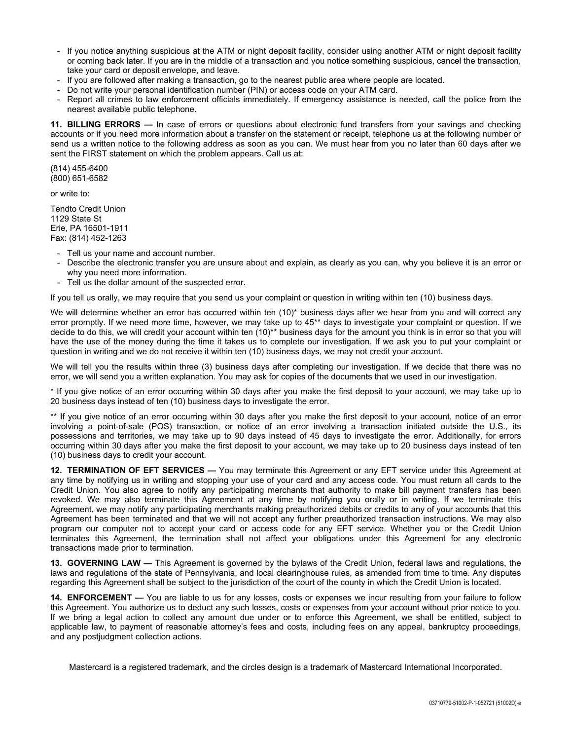- If you notice anything suspicious at the ATM or night deposit facility, consider using another ATM or night deposit facility or coming back later. If you are in the middle of a transaction and you notice something suspicious, cancel the transaction, take your card or deposit envelope, and leave.
- If you are followed after making a transaction, go to the nearest public area where people are located.
- Do not write your personal identification number (PIN) or access code on your ATM card.
- Report all crimes to law enforcement officials immediately. If emergency assistance is needed, call the police from the nearest available public telephone.

**11. BILLING ERRORS —** In case of errors or questions about electronic fund transfers from your savings and checking accounts or if you need more information about a transfer on the statement or receipt, telephone us at the following number or send us a written notice to the following address as soon as you can. We must hear from you no later than 60 days after we sent the FIRST statement on which the problem appears. Call us at:

(814) 455-6400
(800) 651-6582

or write to:

Tendto Credit Union
1129 State St
Erie, PA 16501-1911
Fax: (814) 452-1263

- Tell us your name and account number.
- Describe the electronic transfer you are unsure about and explain, as clearly as you can, why you believe it is an error or why you need more information.
- Tell us the dollar amount of the suspected error.

If you tell us orally, we may require that you send us your complaint or question in writing within ten (10) business days.

We will determine whether an error has occurred within ten (10)* business days after we hear from you and will correct any error promptly. If we need more time, however, we may take up to 45** days to investigate your complaint or question. If we decide to do this, we will credit your account within ten (10)** business days for the amount you think is in error so that you will have the use of the money during the time it takes us to complete our investigation. If we ask you to put your complaint or question in writing and we do not receive it within ten (10) business days, we may not credit your account.

We will tell you the results within three (3) business days after completing our investigation. If we decide that there was no error, we will send you a written explanation. You may ask for copies of the documents that we used in our investigation.

* If you give notice of an error occurring within 30 days after you make the first deposit to your account, we may take up to 20 business days instead of ten (10) business days to investigate the error.

** If you give notice of an error occurring within 30 days after you make the first deposit to your account, notice of an error involving a point-of-sale (POS) transaction, or notice of an error involving a transaction initiated outside the U.S., its possessions and territories, we may take up to 90 days instead of 45 days to investigate the error. Additionally, for errors occurring within 30 days after you make the first deposit to your account, we may take up to 20 business days instead of ten (10) business days to credit your account.

**12. TERMINATION OF EFT SERVICES —** You may terminate this Agreement or any EFT service under this Agreement at any time by notifying us in writing and stopping your use of your card and any access code. You must return all cards to the Credit Union. You also agree to notify any participating merchants that authority to make bill payment transfers has been revoked. We may also terminate this Agreement at any time by notifying you orally or in writing. If we terminate this Agreement, we may notify any participating merchants making preauthorized debits or credits to any of your accounts that this Agreement has been terminated and that we will not accept any further preauthorized transaction instructions. We may also program our computer not to accept your card or access code for any EFT service. Whether you or the Credit Union terminates this Agreement, the termination shall not affect your obligations under this Agreement for any electronic transactions made prior to termination.

**13. GOVERNING LAW —** This Agreement is governed by the bylaws of the Credit Union, federal laws and regulations, the laws and regulations of the state of Pennsylvania, and local clearinghouse rules, as amended from time to time. Any disputes regarding this Agreement shall be subject to the jurisdiction of the court of the county in which the Credit Union is located.

**14. ENFORCEMENT —** You are liable to us for any losses, costs or expenses we incur resulting from your failure to follow this Agreement. You authorize us to deduct any such losses, costs or expenses from your account without prior notice to you. If we bring a legal action to collect any amount due under or to enforce this Agreement, we shall be entitled, subject to applicable law, to payment of reasonable attorney's fees and costs, including fees on any appeal, bankruptcy proceedings, and any postjudgment collection actions.

Mastercard is a registered trademark, and the circles design is a trademark of Mastercard International Incorporated.

03710779-51002-P-1-052721 (51002D)-e